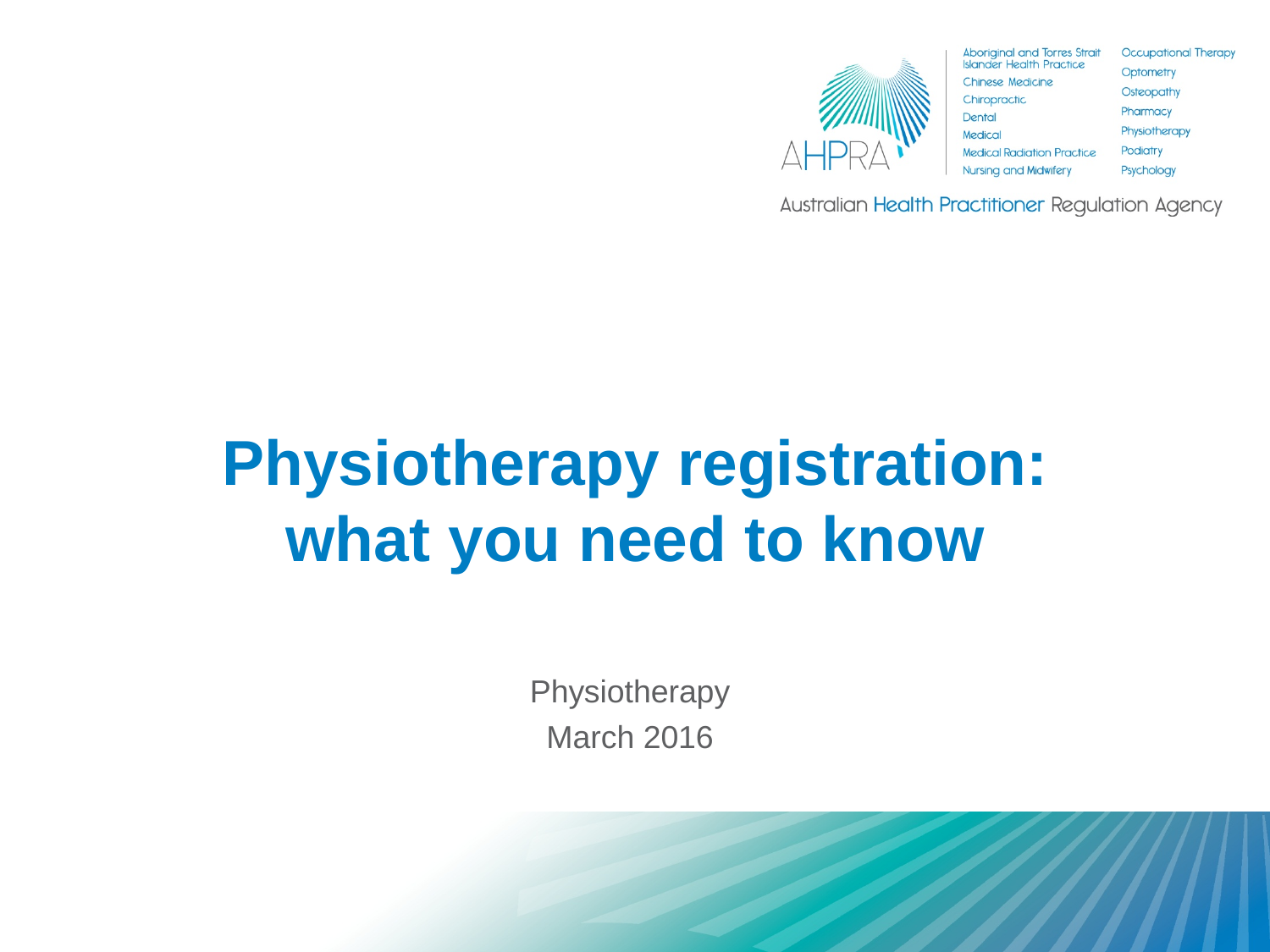AHPRA

Aboriginal and Torres Strait Islander Health Practice
Chinese Medicine
Chiropractic
Dental
Medical
Medical Radiation Practice
Nursing and Midwifery
Occupational Therapy
Optometry
Osteopathy
Pharmacy
Physiotherapy
Podiatry
Psychology

Australian Health Practitioner Regulation Agency

# Physiotherapy registration: what you need to know

Physiotherapy

March 2016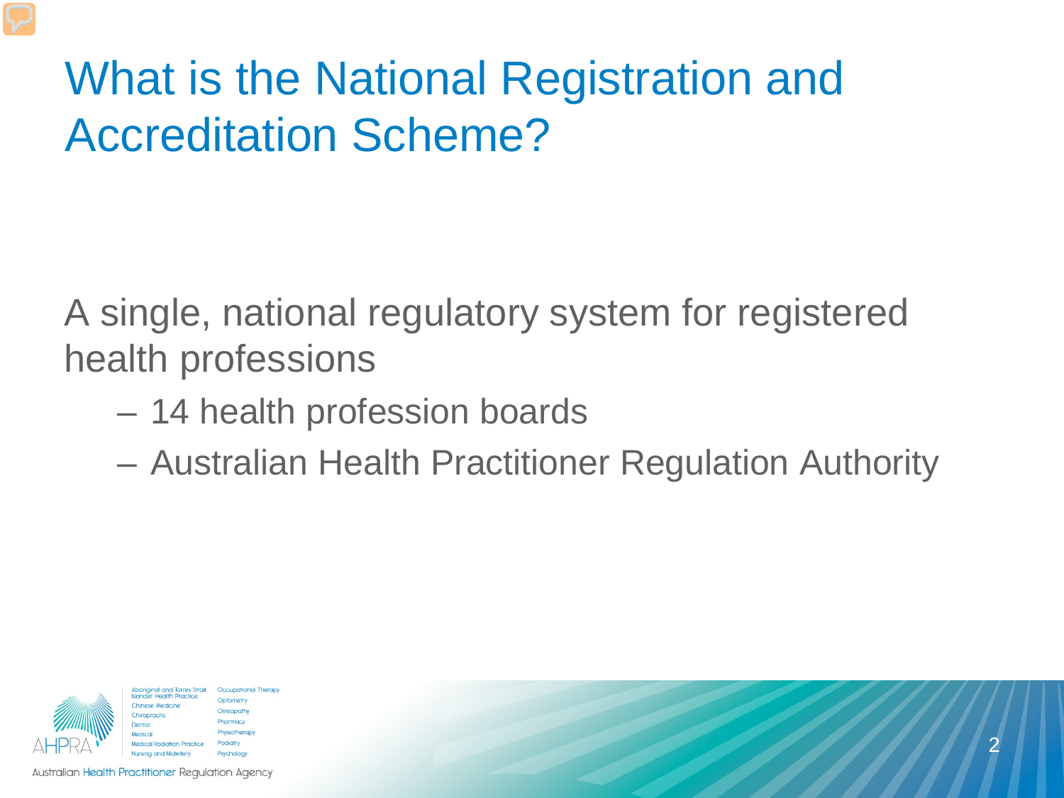# What is the National Registration and Accreditation Scheme?

A single, national regulatory system for registered health professions

- 14 health profession boards
- Australian Health Practitioner Regulation Authority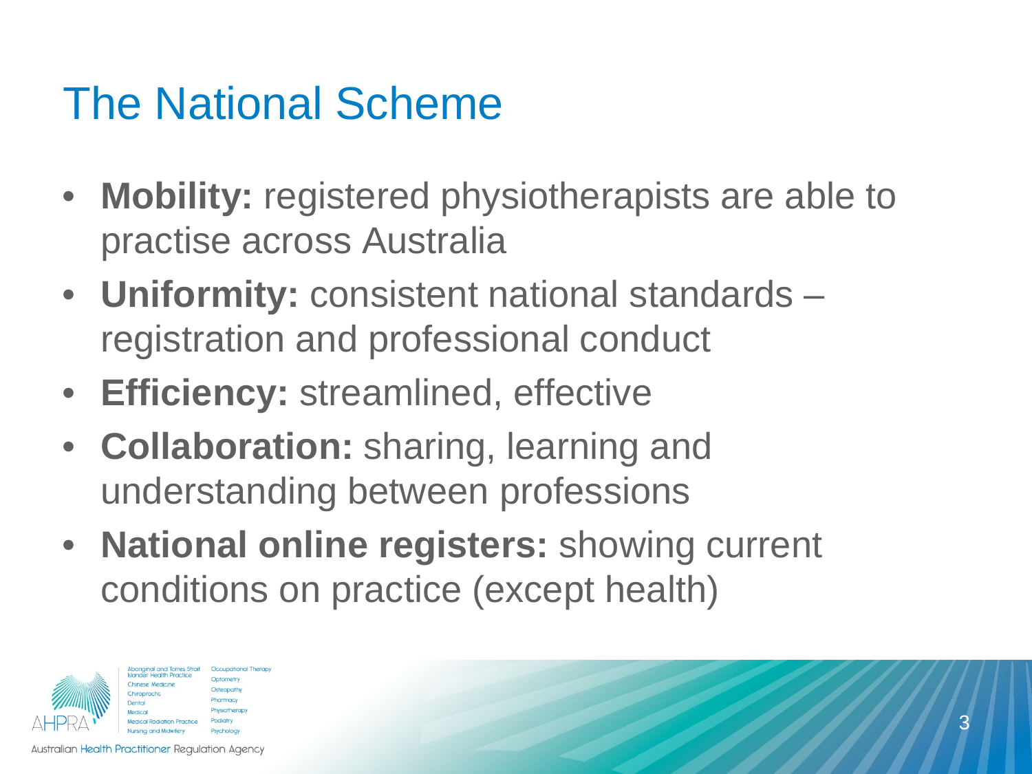# The National Scheme

- **Mobility:** registered physiotherapists are able to practise across Australia
- **Uniformity:** consistent national standards – registration and professional conduct
- **Efficiency:** streamlined, effective
- **Collaboration:** sharing, learning and understanding between professions
- **National online registers:** showing current conditions on practice (except health)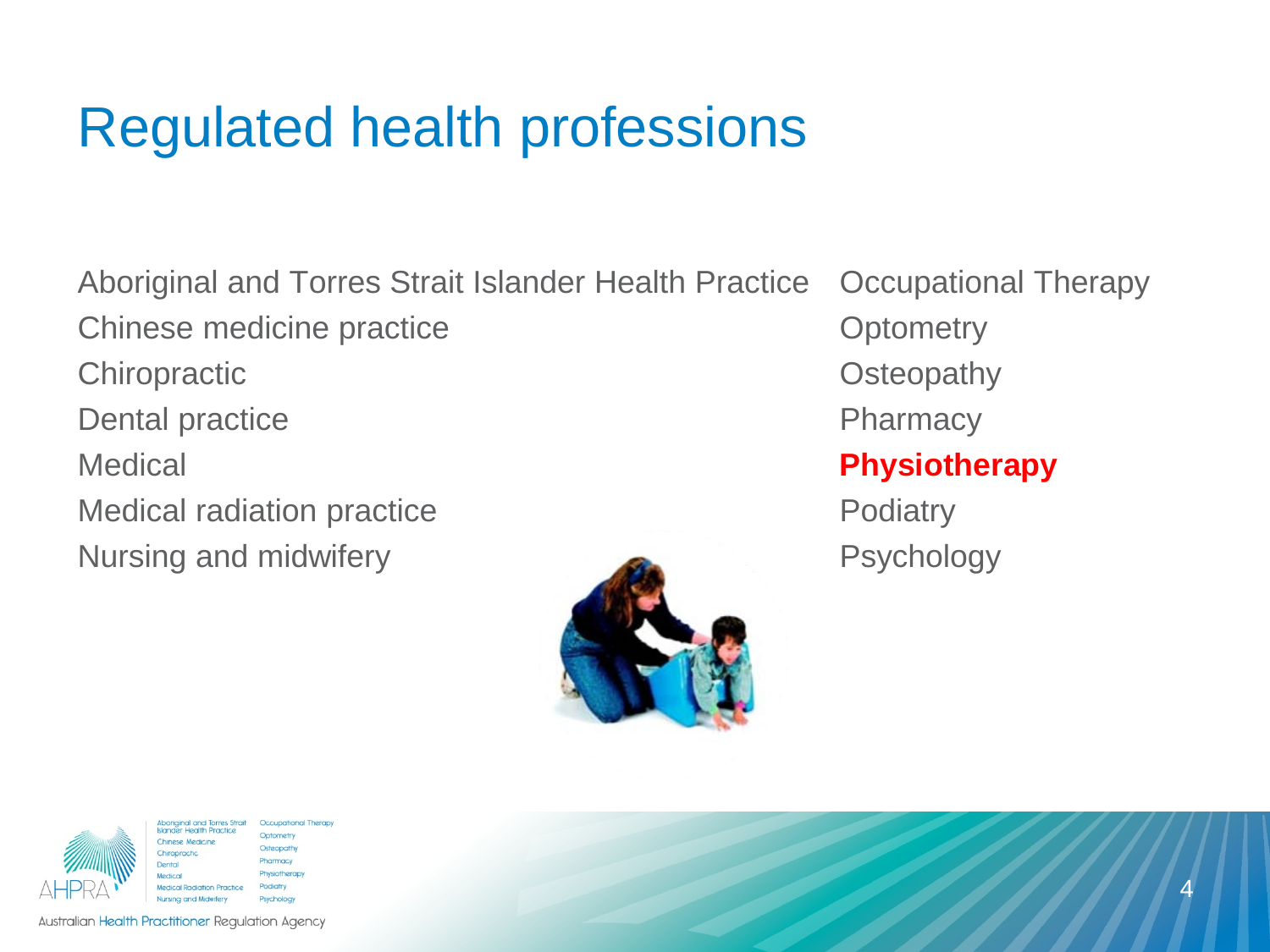# Regulated health professions

Aboriginal and Torres Strait Islander Health Practice
Chinese medicine practice
Chiropractic
Dental practice
Medical
Medical radiation practice
Nursing and midwifery

Occupational Therapy
Optometry
Osteopathy
Pharmacy
**Physiotherapy**
Podiatry
Psychology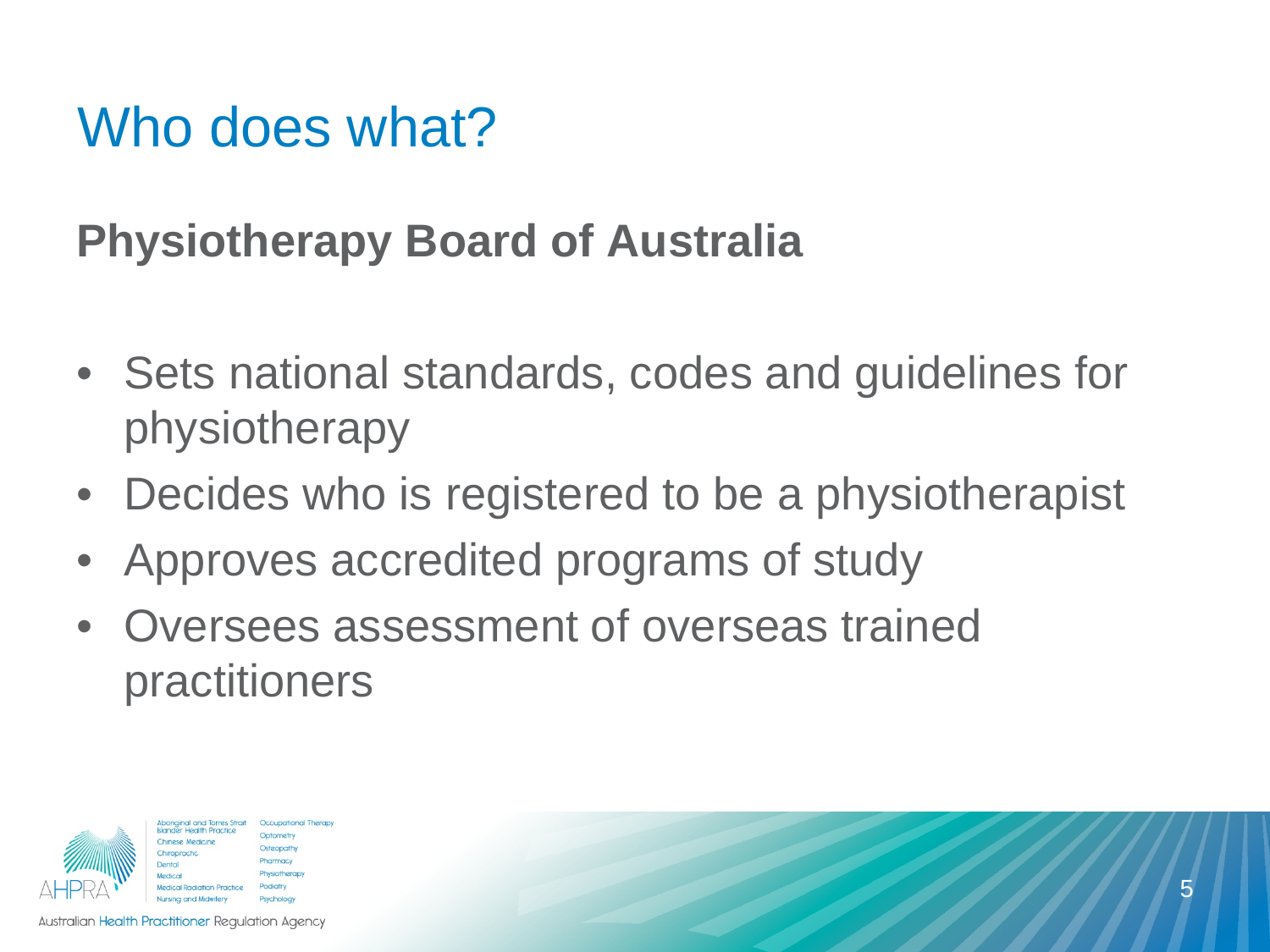# Who does what?

## Physiotherapy Board of Australia

- Sets national standards, codes and guidelines for physiotherapy
- Decides who is registered to be a physiotherapist
- Approves accredited programs of study
- Oversees assessment of overseas trained practitioners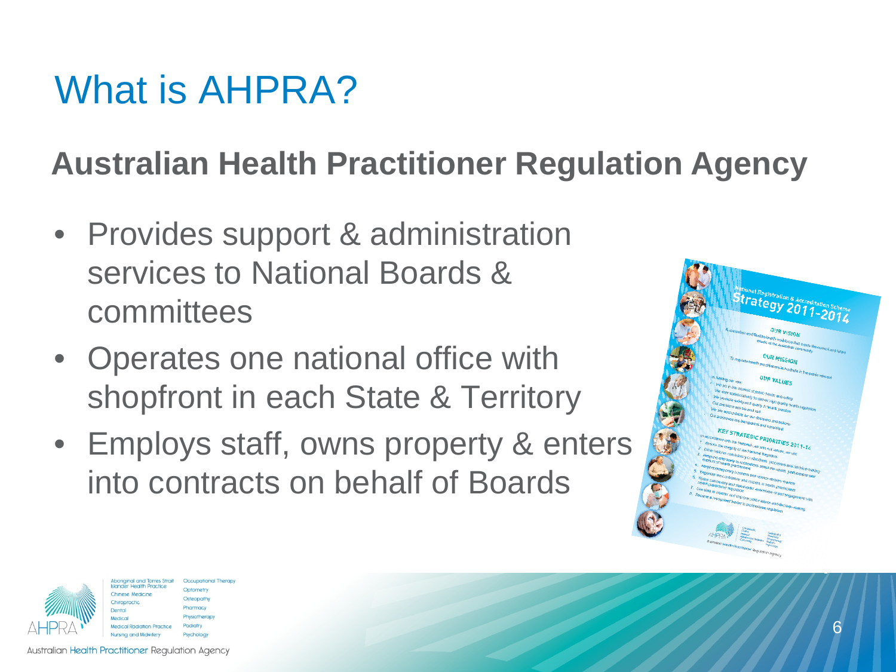# What is AHPRA?

## Australian Health Practitioner Regulation Agency

- Provides support & administration services to National Boards & committees
- Operates one national office with shopfront in each State & Territory
- Employs staff, owns property & enters into contracts on behalf of Boards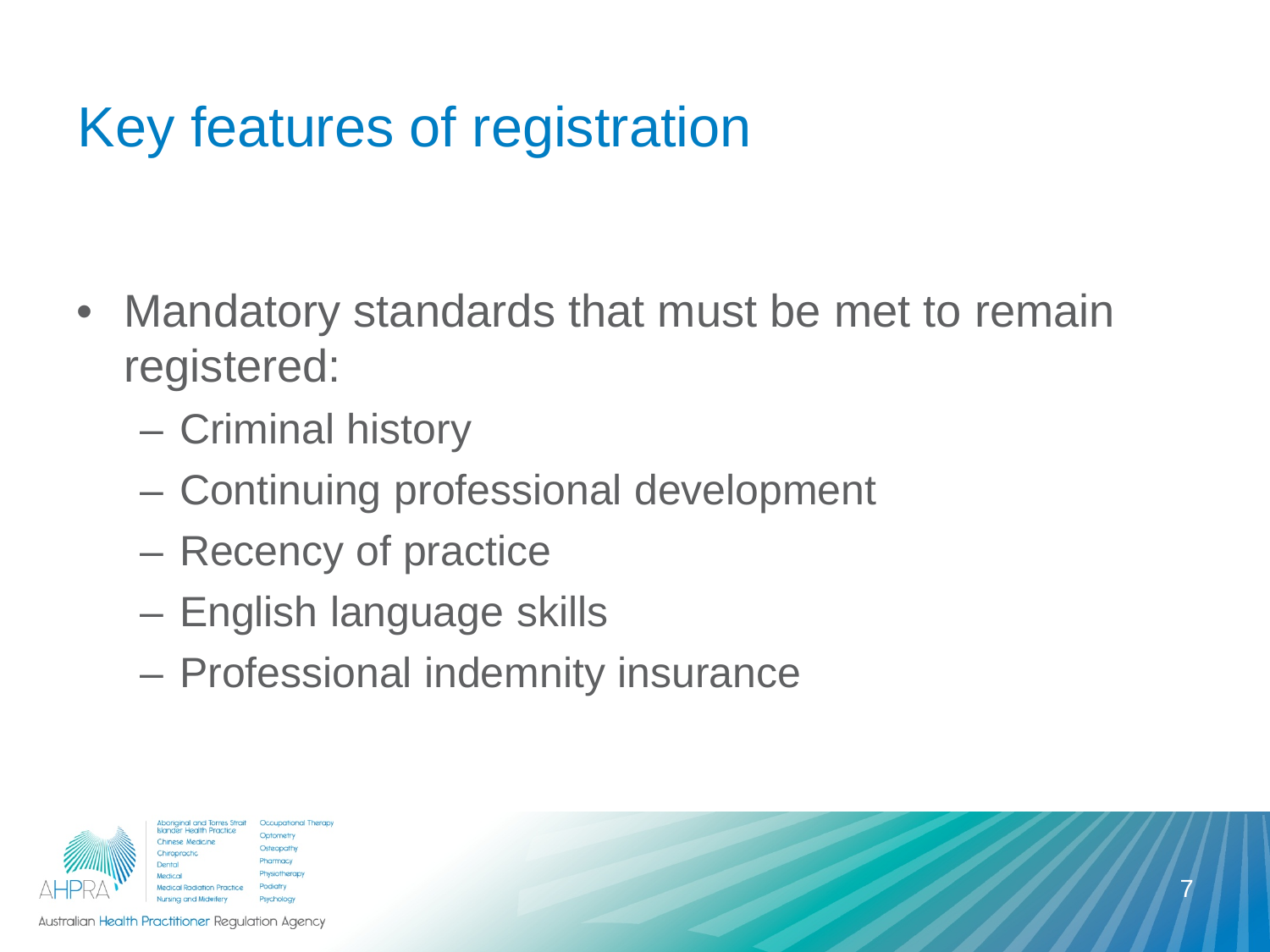# Key features of registration

- Mandatory standards that must be met to remain registered:
  - Criminal history
  - Continuing professional development
  - Recency of practice
  - English language skills
  - Professional indemnity insurance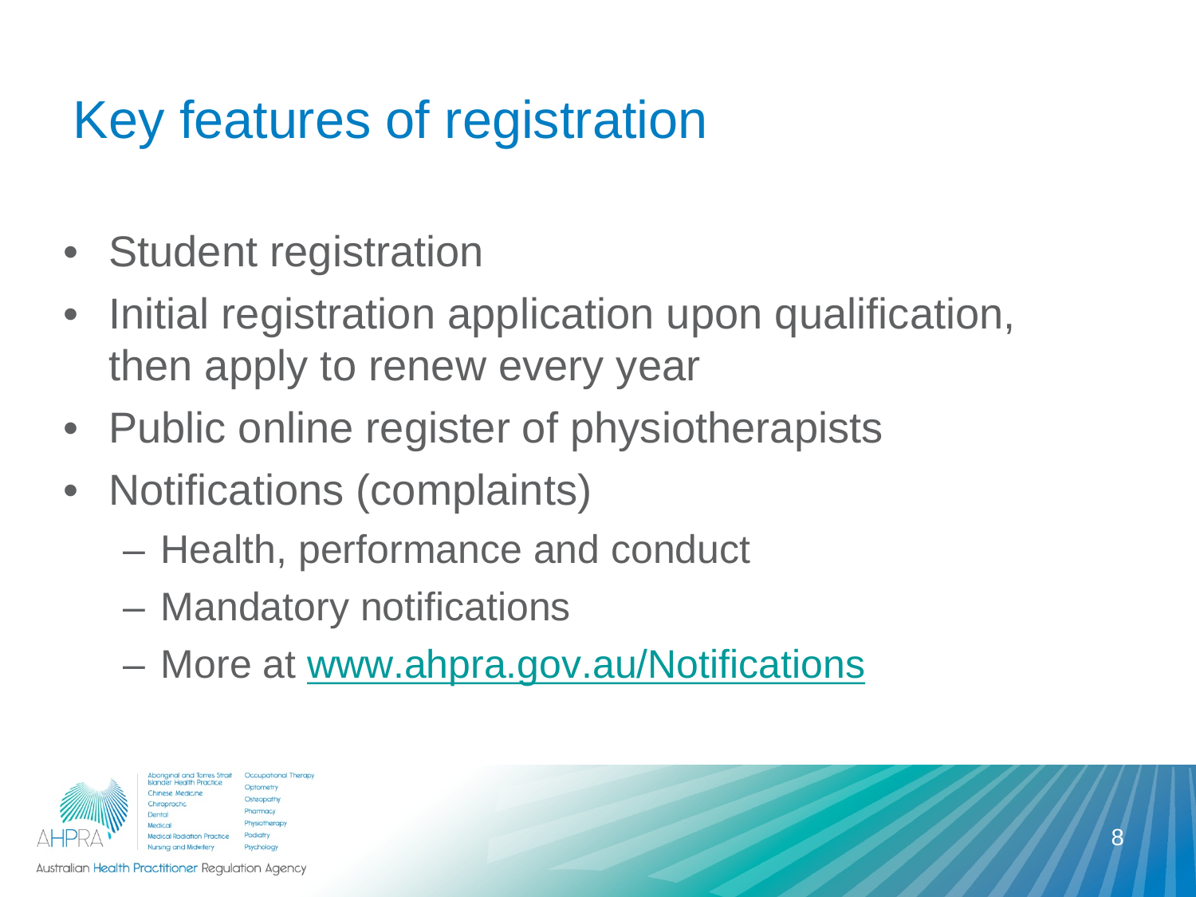# Key features of registration

- Student registration
- Initial registration application upon qualification, then apply to renew every year
- Public online register of physiotherapists
- Notifications (complaints)
  - Health, performance and conduct
  - Mandatory notifications
  - More at [www.ahpra.gov.au/Notifications](http://www.ahpra.gov.au/Notifications)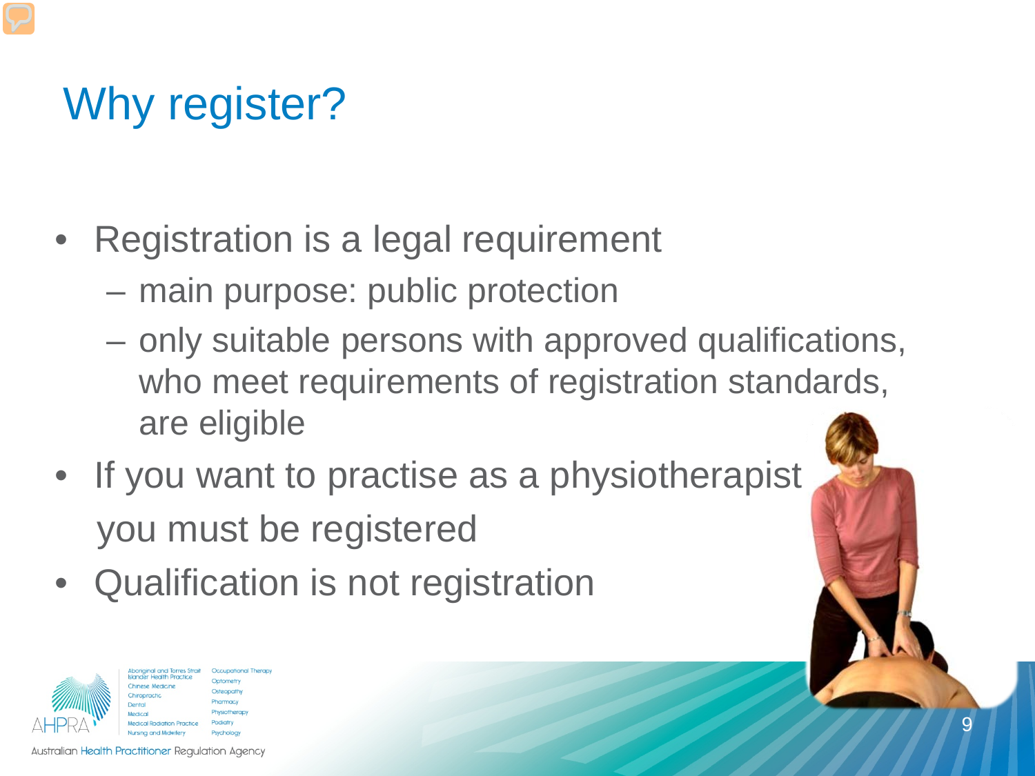# Why register?

- Registration is a legal requirement
  - main purpose: public protection
  - only suitable persons with approved qualifications, who meet requirements of registration standards, are eligible
- If you want to practise as a physiotherapist you must be registered
- Qualification is not registration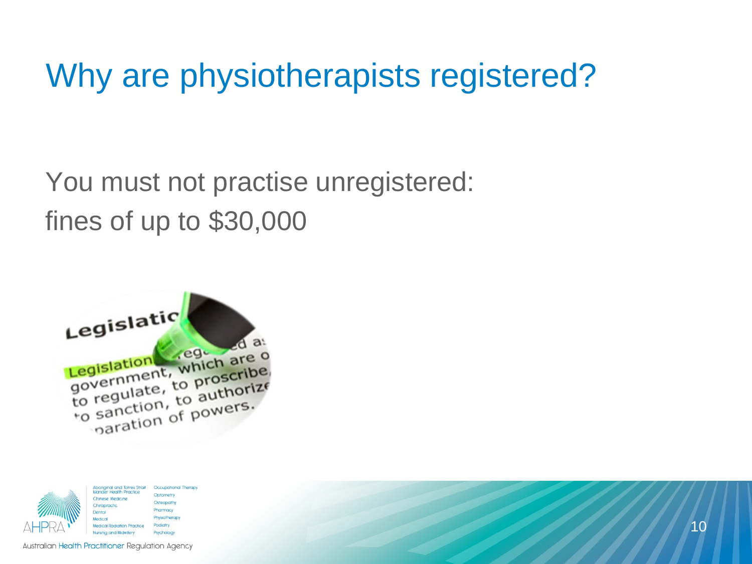# Why are physiotherapists registered?

You must not practise unregistered:
fines of up to $30,000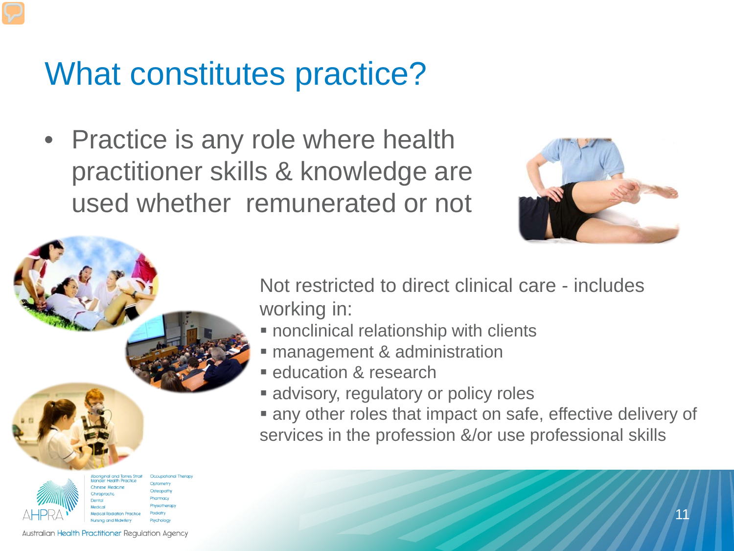# What constitutes practice?

- Practice is any role where health practitioner skills & knowledge are used whether remunerated or not

Not restricted to direct clinical care - includes working in:

- nonclinical relationship with clients
- management & administration
- education & research
- advisory, regulatory or policy roles
- any other roles that impact on safe, effective delivery of services in the profession &/or use professional skills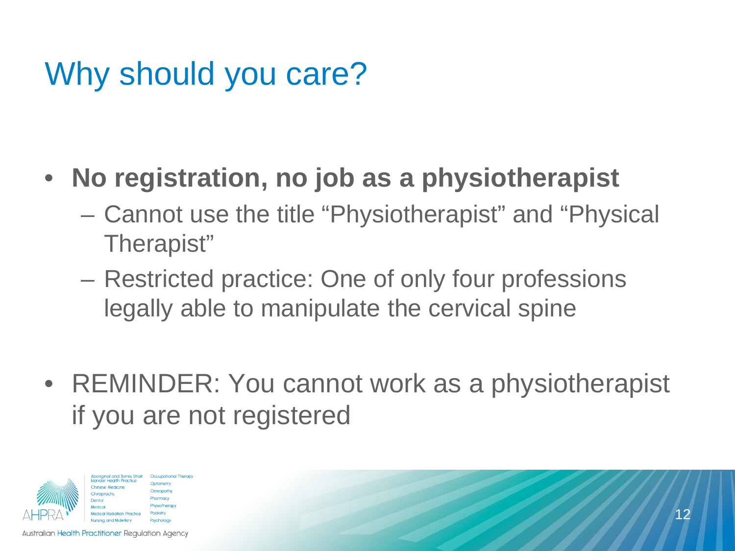# Why should you care?

- **No registration, no job as a physiotherapist**
  - Cannot use the title "Physiotherapist" and "Physical Therapist"
  - Restricted practice: One of only four professions legally able to manipulate the cervical spine

- REMINDER: You cannot work as a physiotherapist if you are not registered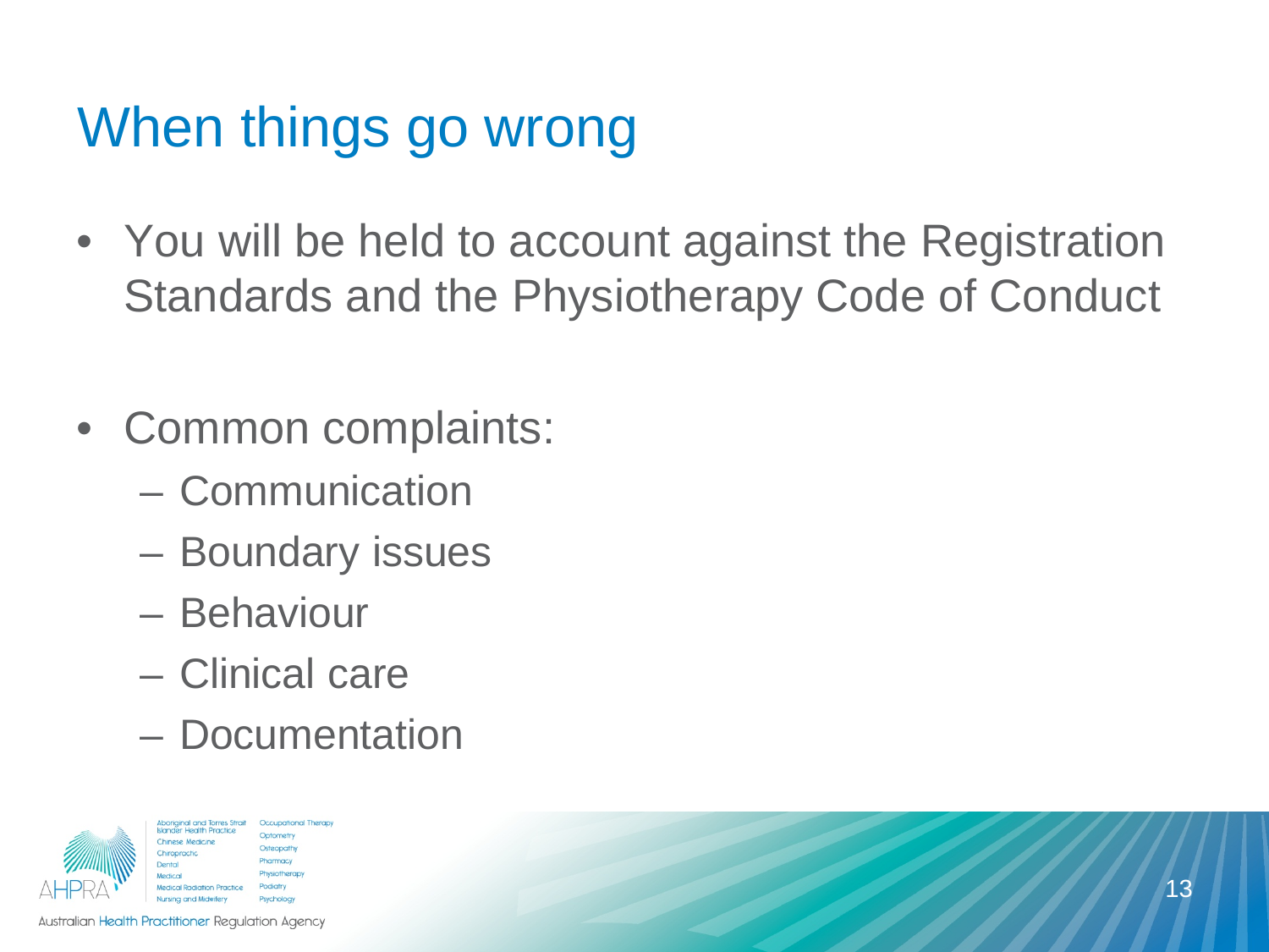# When things go wrong

- You will be held to account against the Registration Standards and the Physiotherapy Code of Conduct

- Common complaints:
  - Communication
  - Boundary issues
  - Behaviour
  - Clinical care
  - Documentation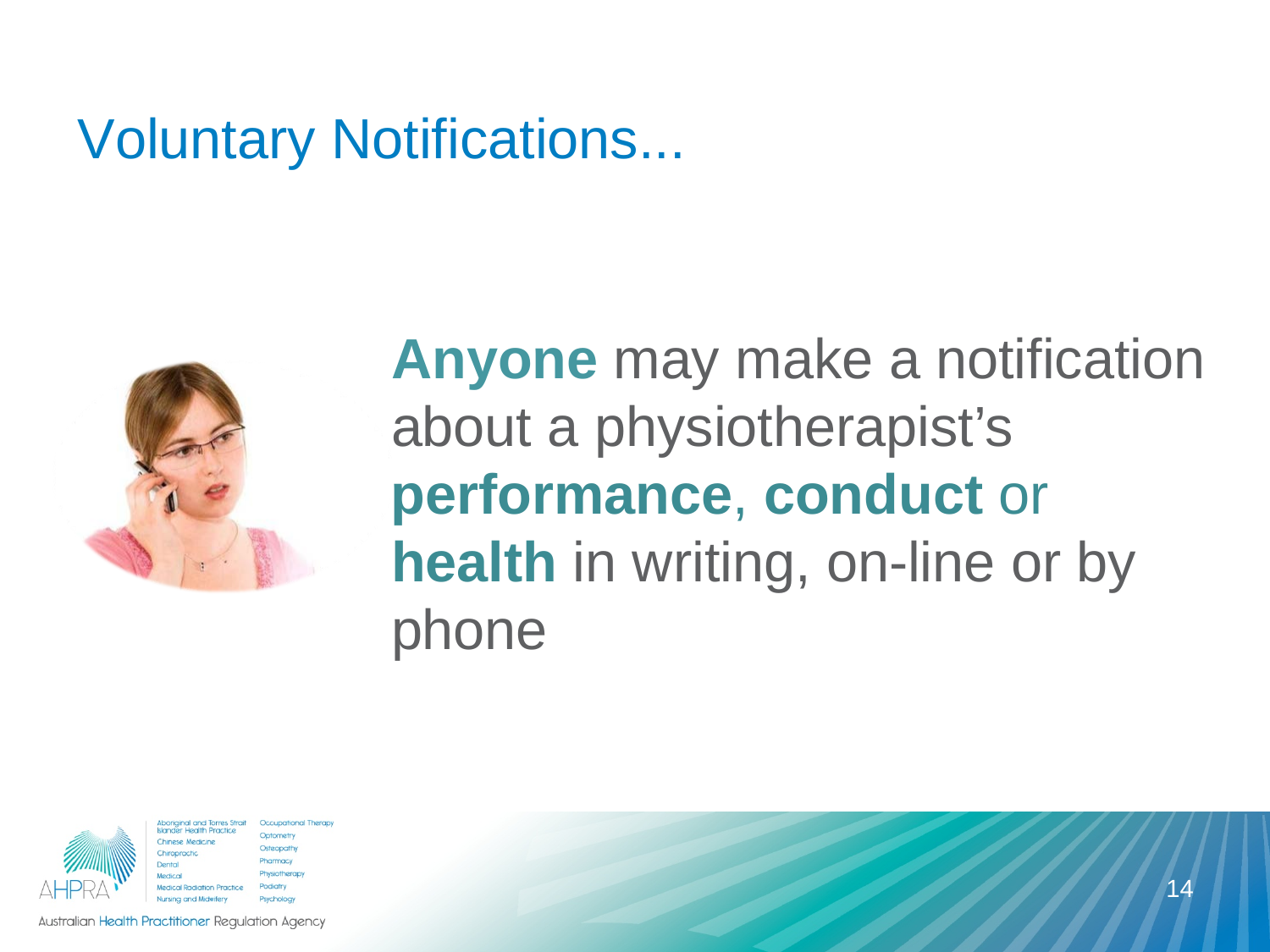# Voluntary Notifications...

**Anyone** may make a notification about a physiotherapist's **performance**, **conduct** or **health** in writing, on-line or by phone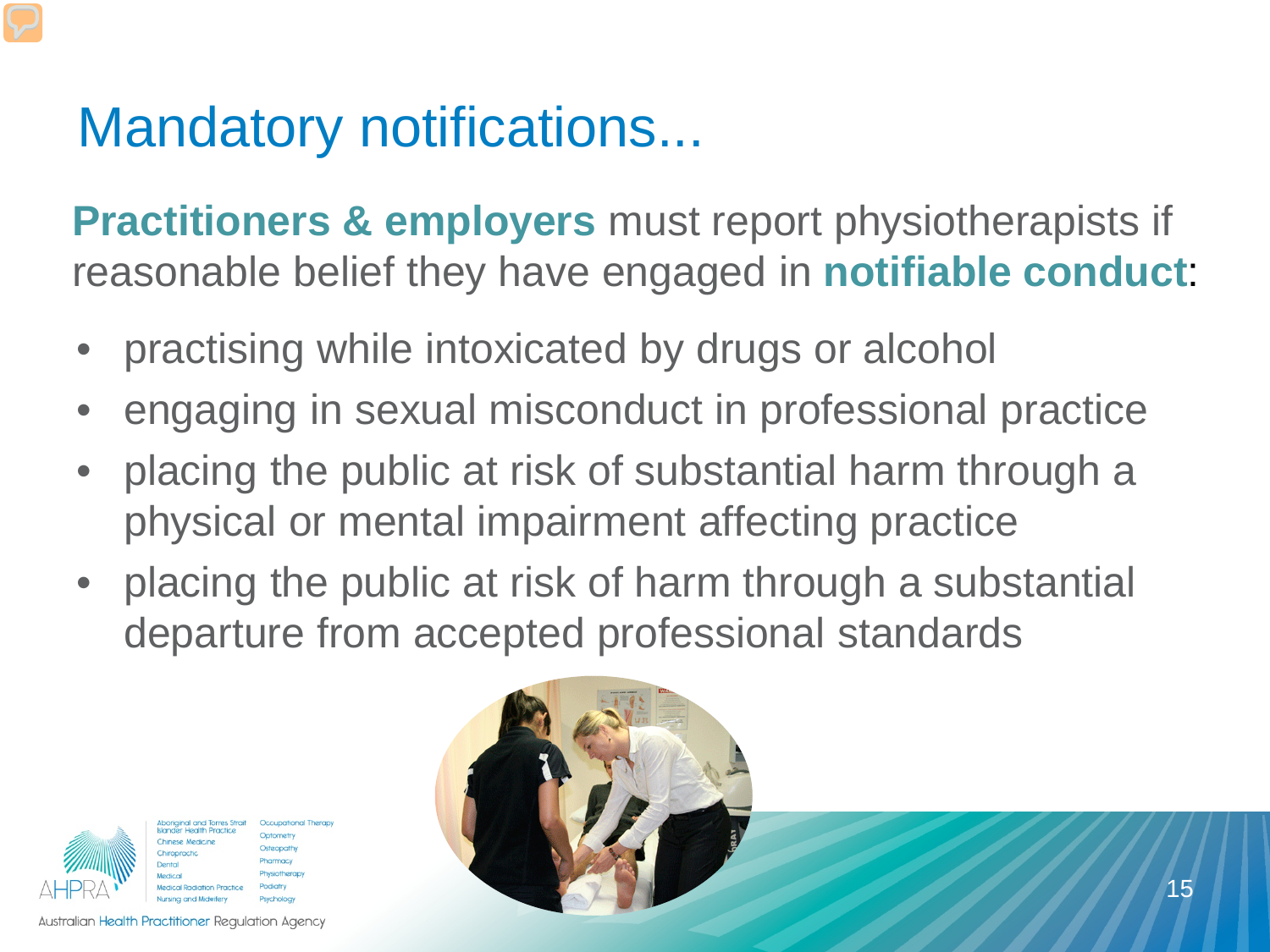# Mandatory notifications...

**Practitioners & employers** must report physiotherapists if reasonable belief they have engaged in **notifiable conduct**:

- practising while intoxicated by drugs or alcohol
- engaging in sexual misconduct in professional practice
- placing the public at risk of substantial harm through a physical or mental impairment affecting practice
- placing the public at risk of harm through a substantial departure from accepted professional standards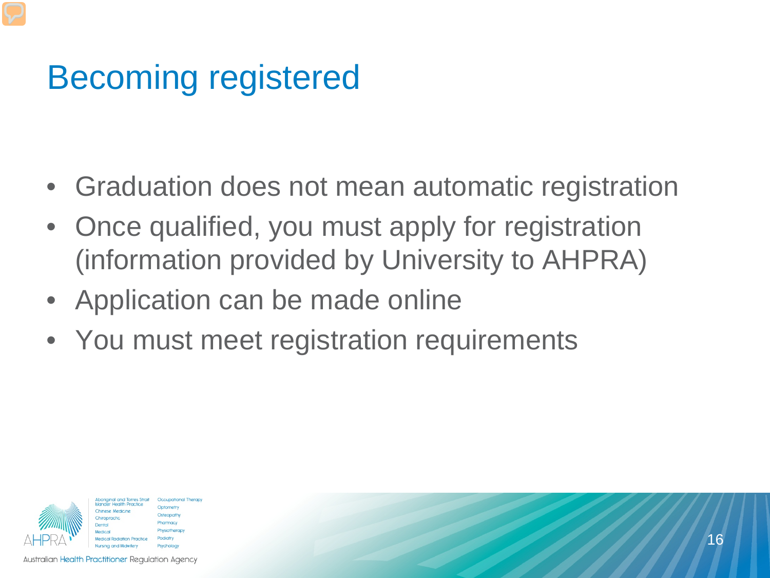# Becoming registered

- Graduation does not mean automatic registration
- Once qualified, you must apply for registration (information provided by University to AHPRA)
- Application can be made online
- You must meet registration requirements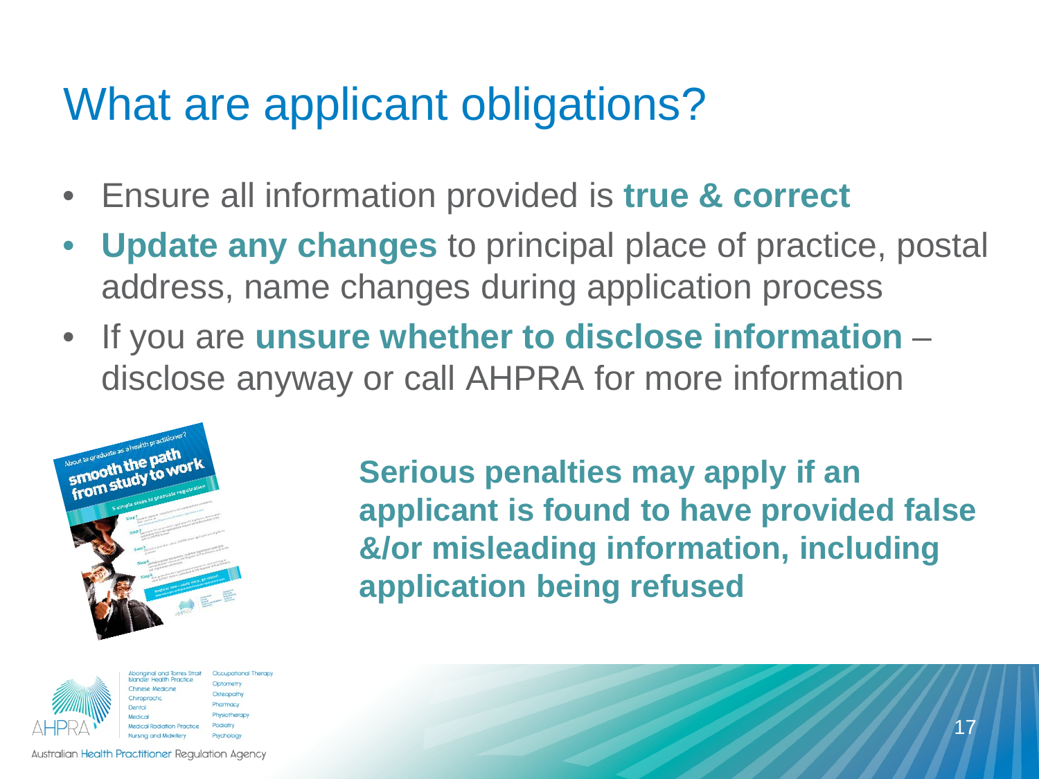# What are applicant obligations?

- Ensure all information provided is **true & correct**
- **Update any changes** to principal place of practice, postal address, name changes during application process
- If you are **unsure whether to disclose information** – disclose anyway or call AHPRA for more information

**Serious penalties may apply if an applicant is found to have provided false &/or misleading information, including application being refused**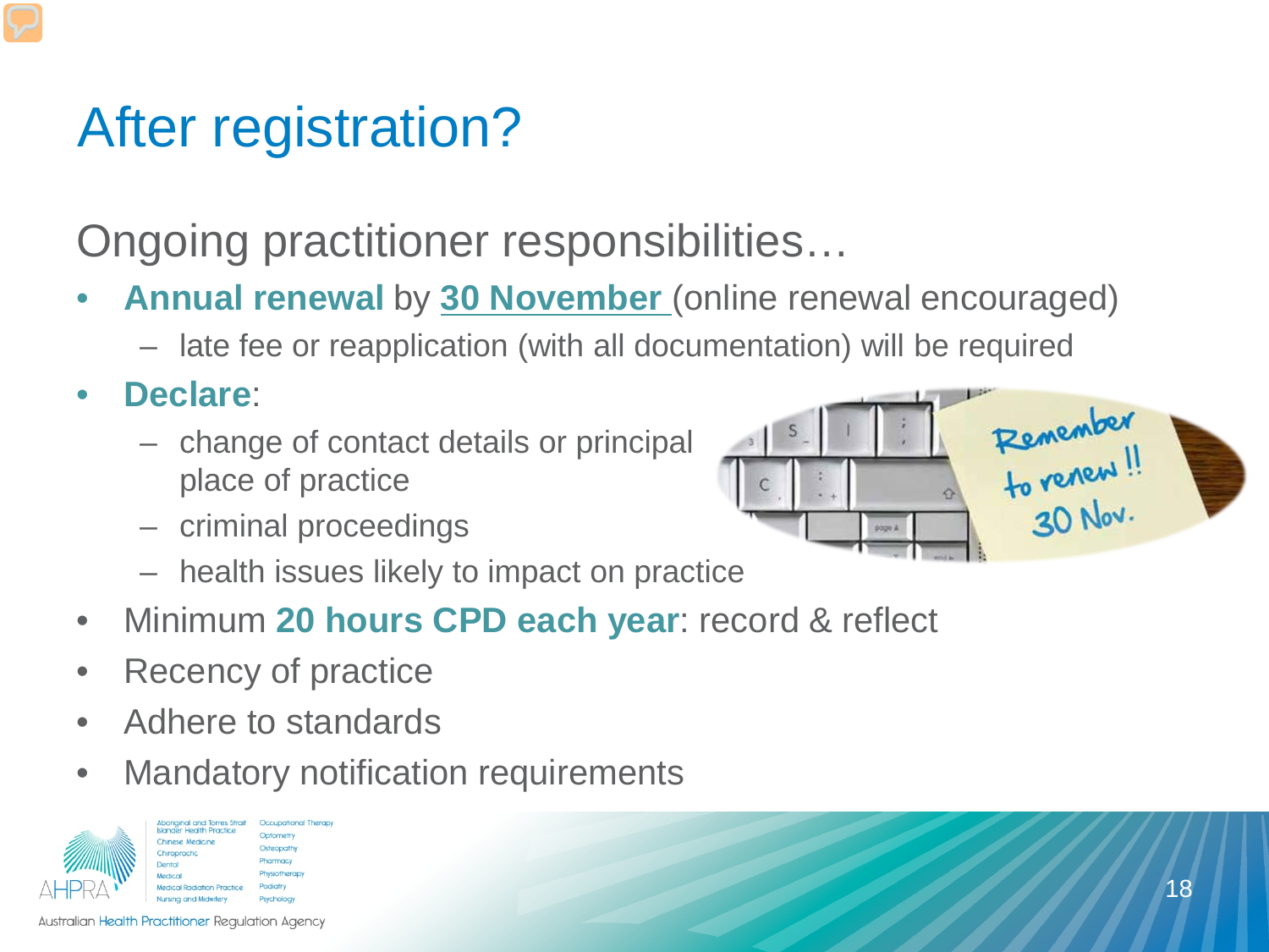# After registration?

## Ongoing practitioner responsibilities…

- **Annual renewal** by **30 November** (online renewal encouraged)
  - late fee or reapplication (with all documentation) will be required
- **Declare**:
  - change of contact details or principal place of practice
  - criminal proceedings
  - health issues likely to impact on practice
- Minimum **20 hours CPD each year**: record & reflect
- Recency of practice
- Adhere to standards
- Mandatory notification requirements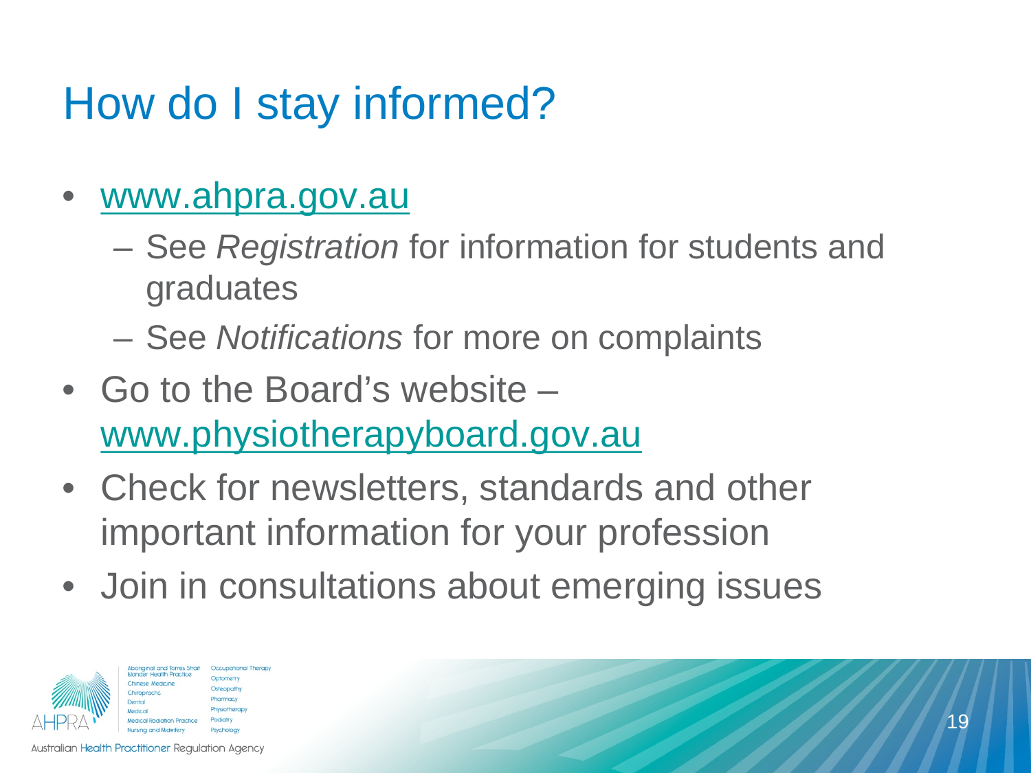# How do I stay informed?

- www.ahpra.gov.au
  - See *Registration* for information for students and graduates
  - See *Notifications* for more on complaints
- Go to the Board's website – www.physiotherapyboard.gov.au
- Check for newsletters, standards and other important information for your profession
- Join in consultations about emerging issues